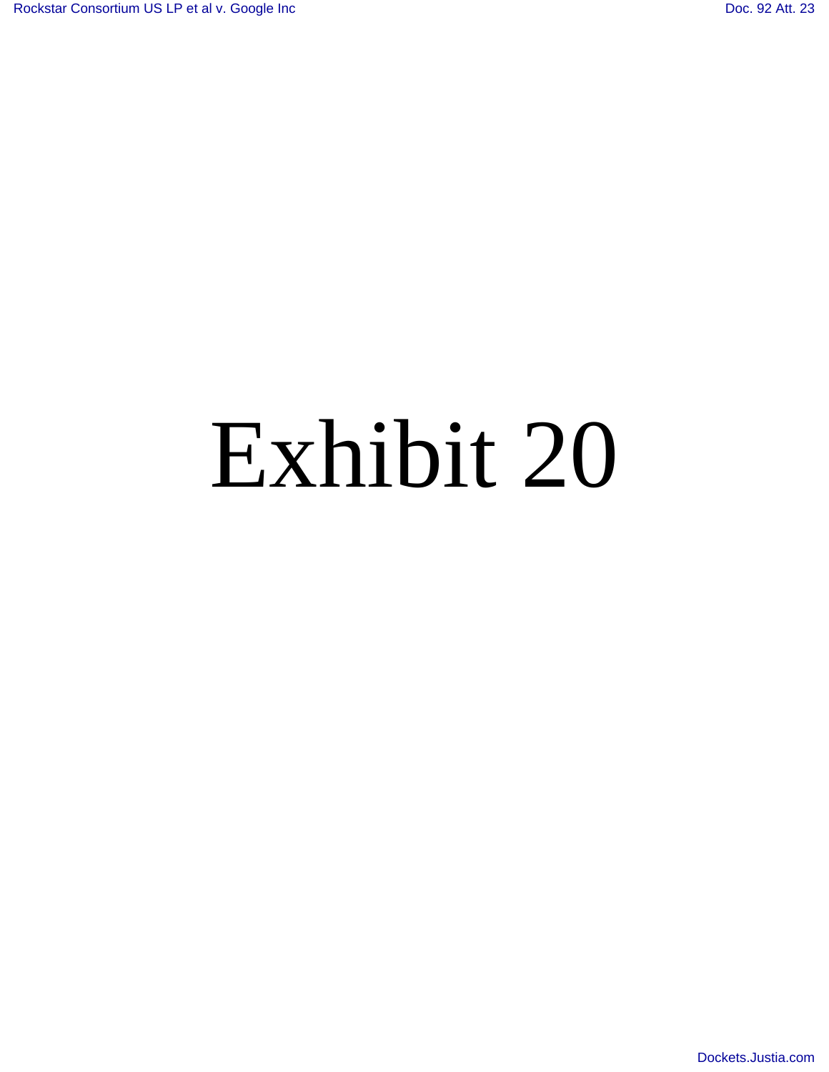# Exhibit 20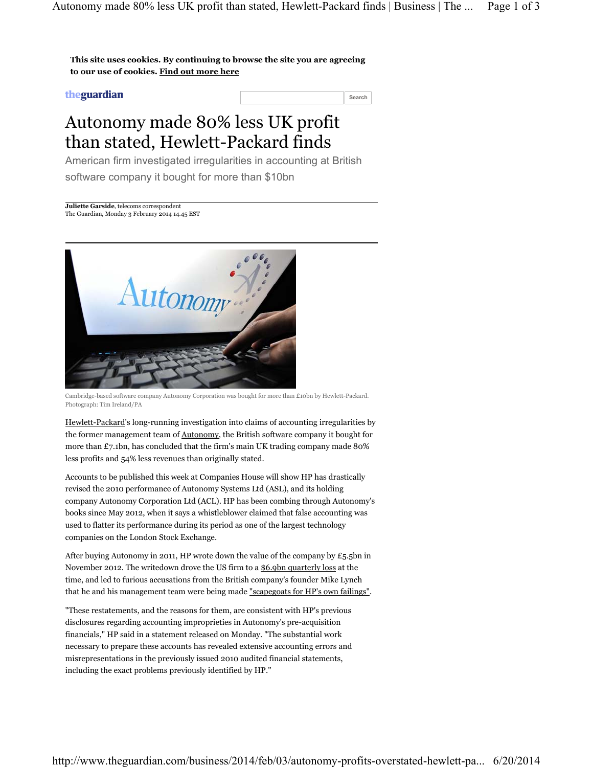This site uses cookies. By continuing to browse the site you are agreeing to our use of cookies. Find out more here

theguardian

# Autonomy made 80% less UK profit than stated, Hewlett-Packard finds

American firm investigated irregularities in accounting at British software company it bought for more than $10bn

**Juliette Garside**, telecoms correspondent
The Guardian, Monday 3 February 2014 14.45 EST

Cambridge-based software company Autonomy Corporation was bought for more than £10bn by Hewlett-Packard. Photograph: Tim Ireland/PA

Hewlett-Packard's long-running investigation into claims of accounting irregularities by the former management team of Autonomy, the British software company it bought for more than £7.1bn, has concluded that the firm's main UK trading company made 80% less profits and 54% less revenues than originally stated.

Accounts to be published this week at Companies House will show HP has drastically revised the 2010 performance of Autonomy Systems Ltd (ASL), and its holding company Autonomy Corporation Ltd (ACL). HP has been combing through Autonomy's books since May 2012, when it says a whistleblower claimed that false accounting was used to flatter its performance during its period as one of the largest technology companies on the London Stock Exchange.

After buying Autonomy in 2011, HP wrote down the value of the company by £5.5bn in November 2012. The writedown drove the US firm to a $6.9bn quarterly loss at the time, and led to furious accusations from the British company's founder Mike Lynch that he and his management team were being made "scapegoats for HP's own failings".

"These restatements, and the reasons for them, are consistent with HP's previous disclosures regarding accounting improprieties in Autonomy's pre-acquisition financials," HP said in a statement released on Monday. "The substantial work necessary to prepare these accounts has revealed extensive accounting errors and misrepresentations in the previously issued 2010 audited financial statements, including the exact problems previously identified by HP."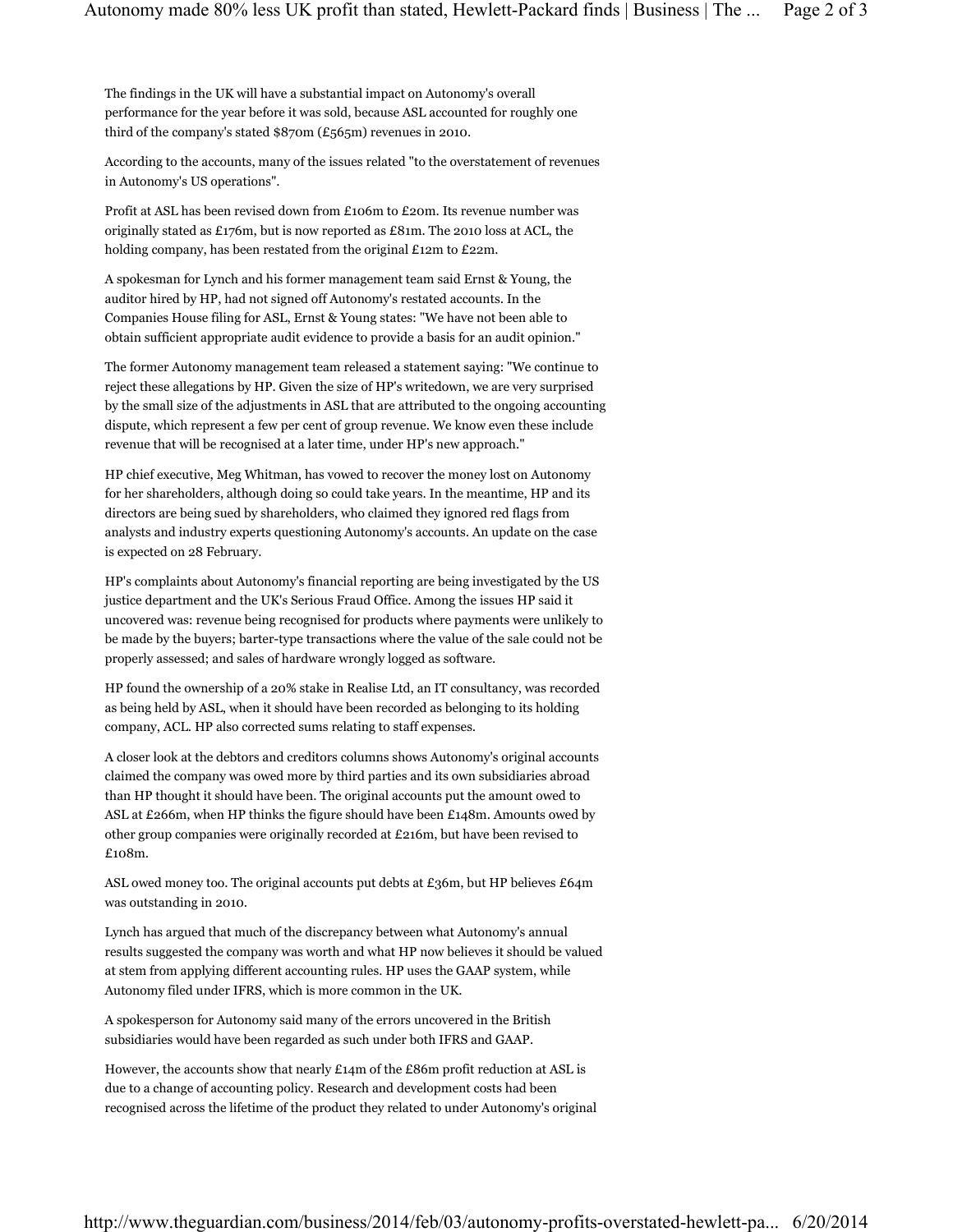The findings in the UK will have a substantial impact on Autonomy's overall performance for the year before it was sold, because ASL accounted for roughly one third of the company's stated $870m (£565m) revenues in 2010.

According to the accounts, many of the issues related "to the overstatement of revenues in Autonomy's US operations".

Profit at ASL has been revised down from £106m to £20m. Its revenue number was originally stated as £176m, but is now reported as £81m. The 2010 loss at ACL, the holding company, has been restated from the original £12m to £22m.

A spokesman for Lynch and his former management team said Ernst & Young, the auditor hired by HP, had not signed off Autonomy's restated accounts. In the Companies House filing for ASL, Ernst & Young states: "We have not been able to obtain sufficient appropriate audit evidence to provide a basis for an audit opinion."

The former Autonomy management team released a statement saying: "We continue to reject these allegations by HP. Given the size of HP's writedown, we are very surprised by the small size of the adjustments in ASL that are attributed to the ongoing accounting dispute, which represent a few per cent of group revenue. We know even these include revenue that will be recognised at a later time, under HP's new approach."

HP chief executive, Meg Whitman, has vowed to recover the money lost on Autonomy for her shareholders, although doing so could take years. In the meantime, HP and its directors are being sued by shareholders, who claimed they ignored red flags from analysts and industry experts questioning Autonomy's accounts. An update on the case is expected on 28 February.

HP's complaints about Autonomy's financial reporting are being investigated by the US justice department and the UK's Serious Fraud Office. Among the issues HP said it uncovered was: revenue being recognised for products where payments were unlikely to be made by the buyers; barter-type transactions where the value of the sale could not be properly assessed; and sales of hardware wrongly logged as software.

HP found the ownership of a 20% stake in Realise Ltd, an IT consultancy, was recorded as being held by ASL, when it should have been recorded as belonging to its holding company, ACL. HP also corrected sums relating to staff expenses.

A closer look at the debtors and creditors columns shows Autonomy's original accounts claimed the company was owed more by third parties and its own subsidiaries abroad than HP thought it should have been. The original accounts put the amount owed to ASL at £266m, when HP thinks the figure should have been £148m. Amounts owed by other group companies were originally recorded at £216m, but have been revised to £108m.

ASL owed money too. The original accounts put debts at £36m, but HP believes £64m was outstanding in 2010.

Lynch has argued that much of the discrepancy between what Autonomy's annual results suggested the company was worth and what HP now believes it should be valued at stem from applying different accounting rules. HP uses the GAAP system, while Autonomy filed under IFRS, which is more common in the UK.

A spokesperson for Autonomy said many of the errors uncovered in the British subsidiaries would have been regarded as such under both IFRS and GAAP.

However, the accounts show that nearly £14m of the £86m profit reduction at ASL is due to a change of accounting policy. Research and development costs had been recognised across the lifetime of the product they related to under Autonomy's original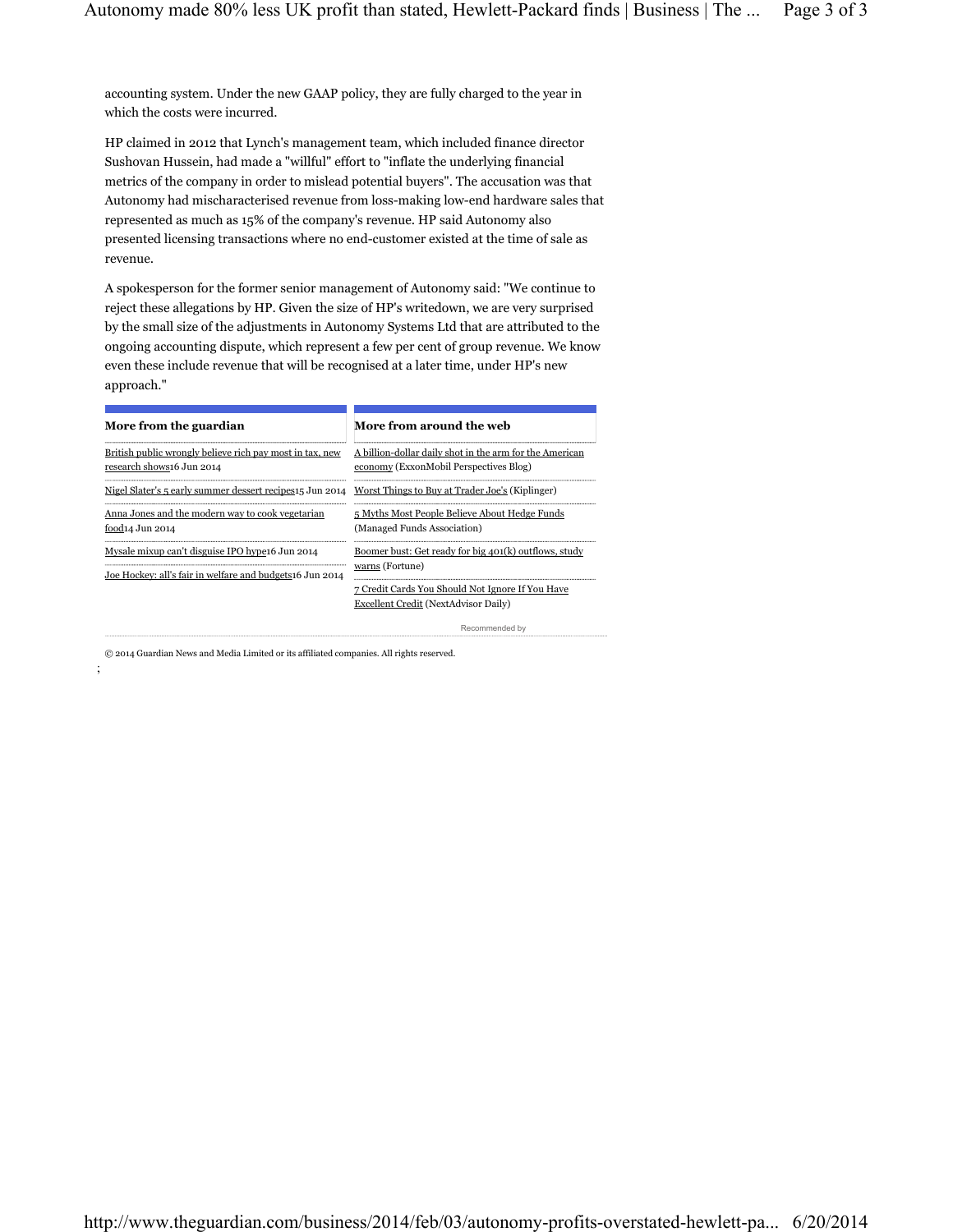accounting system. Under the new GAAP policy, they are fully charged to the year in which the costs were incurred.

HP claimed in 2012 that Lynch's management team, which included finance director Sushovan Hussein, had made a "willful" effort to "inflate the underlying financial metrics of the company in order to mislead potential buyers". The accusation was that Autonomy had mischaracterised revenue from loss-making low-end hardware sales that represented as much as 15% of the company's revenue. HP said Autonomy also presented licensing transactions where no end-customer existed at the time of sale as revenue.

A spokesperson for the former senior management of Autonomy said: "We continue to reject these allegations by HP. Given the size of HP's writedown, we are very surprised by the small size of the adjustments in Autonomy Systems Ltd that are attributed to the ongoing accounting dispute, which represent a few per cent of group revenue. We know even these include revenue that will be recognised at a later time, under HP's new approach."

**More from the guardian**

- British public wrongly believe rich pay most in tax, new research shows16 Jun 2014
- Nigel Slater's 5 early summer dessert recipes15 Jun 2014
- Anna Jones and the modern way to cook vegetarian food14 Jun 2014
- Mysale mixup can't disguise IPO hype16 Jun 2014
- Joe Hockey: all's fair in welfare and budgets16 Jun 2014

**More from around the web**

- A billion-dollar daily shot in the arm for the American economy (ExxonMobil Perspectives Blog)
- Worst Things to Buy at Trader Joe's (Kiplinger)
- 5 Myths Most People Believe About Hedge Funds (Managed Funds Association)
- Boomer bust: Get ready for big 401(k) outflows, study warns (Fortune)
- 7 Credit Cards You Should Not Ignore If You Have Excellent Credit (NextAdvisor Daily)

Recommended by

© 2014 Guardian News and Media Limited or its affiliated companies. All rights reserved.

;